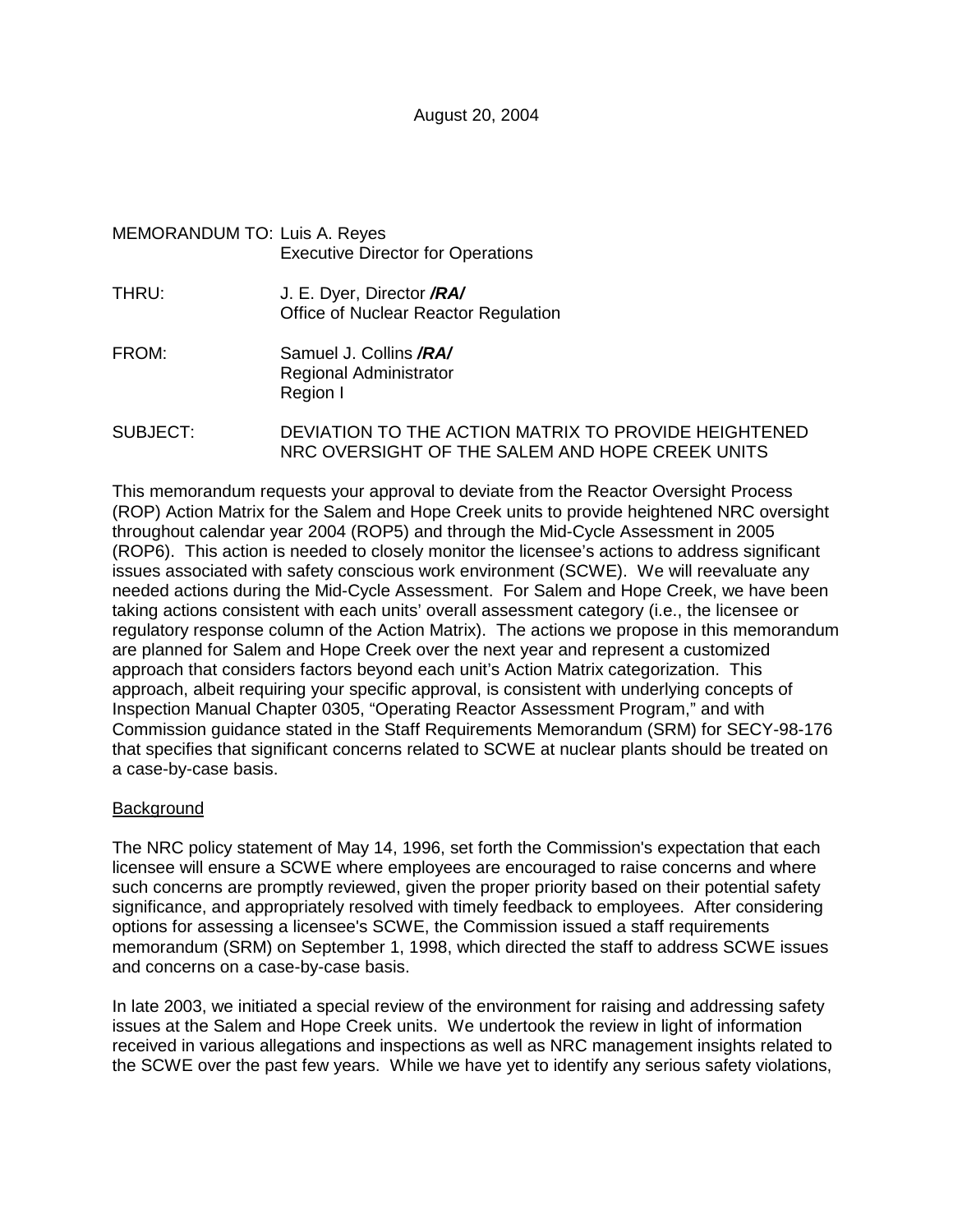August 20, 2004

MEMORANDUM TO: Luis A. Reyes
Executive Director for Operations

THRU: J. E. Dyer, Director ***/RA/***
Office of Nuclear Reactor Regulation

FROM: Samuel J. Collins ***/RA/***
Regional Administrator
Region I

SUBJECT: DEVIATION TO THE ACTION MATRIX TO PROVIDE HEIGHTENED NRC OVERSIGHT OF THE SALEM AND HOPE CREEK UNITS

This memorandum requests your approval to deviate from the Reactor Oversight Process (ROP) Action Matrix for the Salem and Hope Creek units to provide heightened NRC oversight throughout calendar year 2004 (ROP5) and through the Mid-Cycle Assessment in 2005 (ROP6). This action is needed to closely monitor the licensee's actions to address significant issues associated with safety conscious work environment (SCWE). We will reevaluate any needed actions during the Mid-Cycle Assessment. For Salem and Hope Creek, we have been taking actions consistent with each units' overall assessment category (i.e., the licensee or regulatory response column of the Action Matrix). The actions we propose in this memorandum are planned for Salem and Hope Creek over the next year and represent a customized approach that considers factors beyond each unit's Action Matrix categorization. This approach, albeit requiring your specific approval, is consistent with underlying concepts of Inspection Manual Chapter 0305, "Operating Reactor Assessment Program," and with Commission guidance stated in the Staff Requirements Memorandum (SRM) for SECY-98-176 that specifies that significant concerns related to SCWE at nuclear plants should be treated on a case-by-case basis.

<u>Background</u>

The NRC policy statement of May 14, 1996, set forth the Commission's expectation that each licensee will ensure a SCWE where employees are encouraged to raise concerns and where such concerns are promptly reviewed, given the proper priority based on their potential safety significance, and appropriately resolved with timely feedback to employees. After considering options for assessing a licensee's SCWE, the Commission issued a staff requirements memorandum (SRM) on September 1, 1998, which directed the staff to address SCWE issues and concerns on a case-by-case basis.

In late 2003, we initiated a special review of the environment for raising and addressing safety issues at the Salem and Hope Creek units. We undertook the review in light of information received in various allegations and inspections as well as NRC management insights related to the SCWE over the past few years. While we have yet to identify any serious safety violations,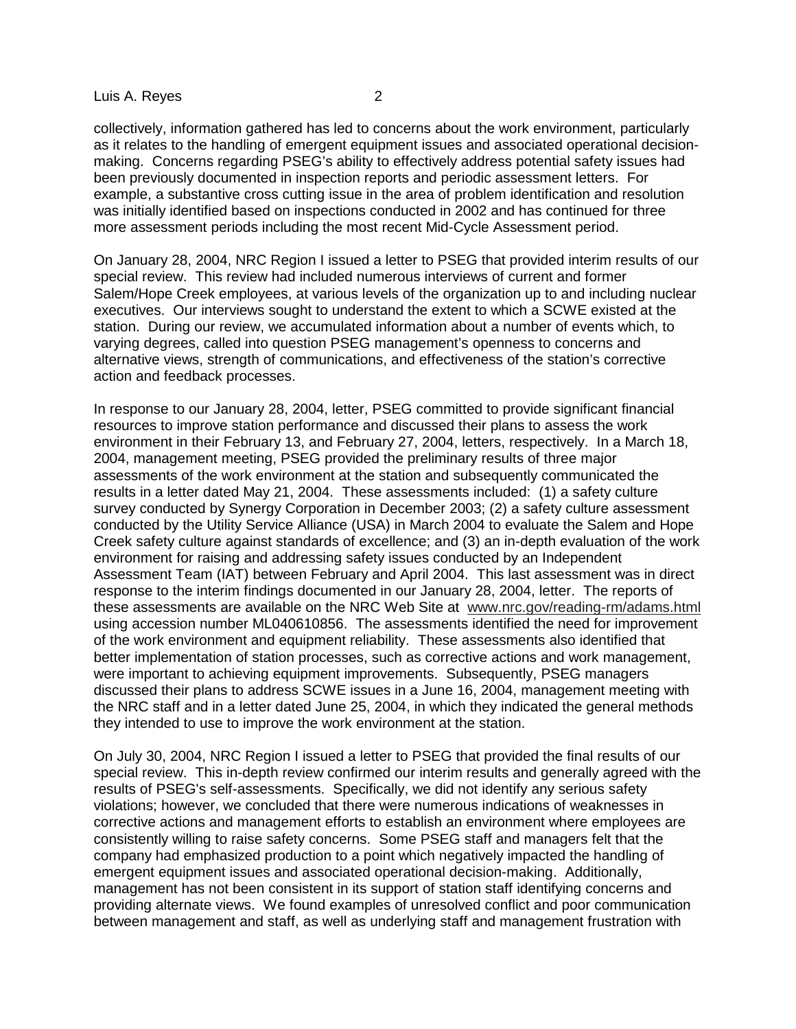collectively, information gathered has led to concerns about the work environment, particularly as it relates to the handling of emergent equipment issues and associated operational decision-making. Concerns regarding PSEG's ability to effectively address potential safety issues had been previously documented in inspection reports and periodic assessment letters. For example, a substantive cross cutting issue in the area of problem identification and resolution was initially identified based on inspections conducted in 2002 and has continued for three more assessment periods including the most recent Mid-Cycle Assessment period.

On January 28, 2004, NRC Region I issued a letter to PSEG that provided interim results of our special review. This review had included numerous interviews of current and former Salem/Hope Creek employees, at various levels of the organization up to and including nuclear executives. Our interviews sought to understand the extent to which a SCWE existed at the station. During our review, we accumulated information about a number of events which, to varying degrees, called into question PSEG management's openness to concerns and alternative views, strength of communications, and effectiveness of the station's corrective action and feedback processes.

In response to our January 28, 2004, letter, PSEG committed to provide significant financial resources to improve station performance and discussed their plans to assess the work environment in their February 13, and February 27, 2004, letters, respectively. In a March 18, 2004, management meeting, PSEG provided the preliminary results of three major assessments of the work environment at the station and subsequently communicated the results in a letter dated May 21, 2004. These assessments included: (1) a safety culture survey conducted by Synergy Corporation in December 2003; (2) a safety culture assessment conducted by the Utility Service Alliance (USA) in March 2004 to evaluate the Salem and Hope Creek safety culture against standards of excellence; and (3) an in-depth evaluation of the work environment for raising and addressing safety issues conducted by an Independent Assessment Team (IAT) between February and April 2004. This last assessment was in direct response to the interim findings documented in our January 28, 2004, letter. The reports of these assessments are available on the NRC Web Site at www.nrc.gov/reading-rm/adams.html using accession number ML040610856. The assessments identified the need for improvement of the work environment and equipment reliability. These assessments also identified that better implementation of station processes, such as corrective actions and work management, were important to achieving equipment improvements. Subsequently, PSEG managers discussed their plans to address SCWE issues in a June 16, 2004, management meeting with the NRC staff and in a letter dated June 25, 2004, in which they indicated the general methods they intended to use to improve the work environment at the station.

On July 30, 2004, NRC Region I issued a letter to PSEG that provided the final results of our special review. This in-depth review confirmed our interim results and generally agreed with the results of PSEG's self-assessments. Specifically, we did not identify any serious safety violations; however, we concluded that there were numerous indications of weaknesses in corrective actions and management efforts to establish an environment where employees are consistently willing to raise safety concerns. Some PSEG staff and managers felt that the company had emphasized production to a point which negatively impacted the handling of emergent equipment issues and associated operational decision-making. Additionally, management has not been consistent in its support of station staff identifying concerns and providing alternate views. We found examples of unresolved conflict and poor communication between management and staff, as well as underlying staff and management frustration with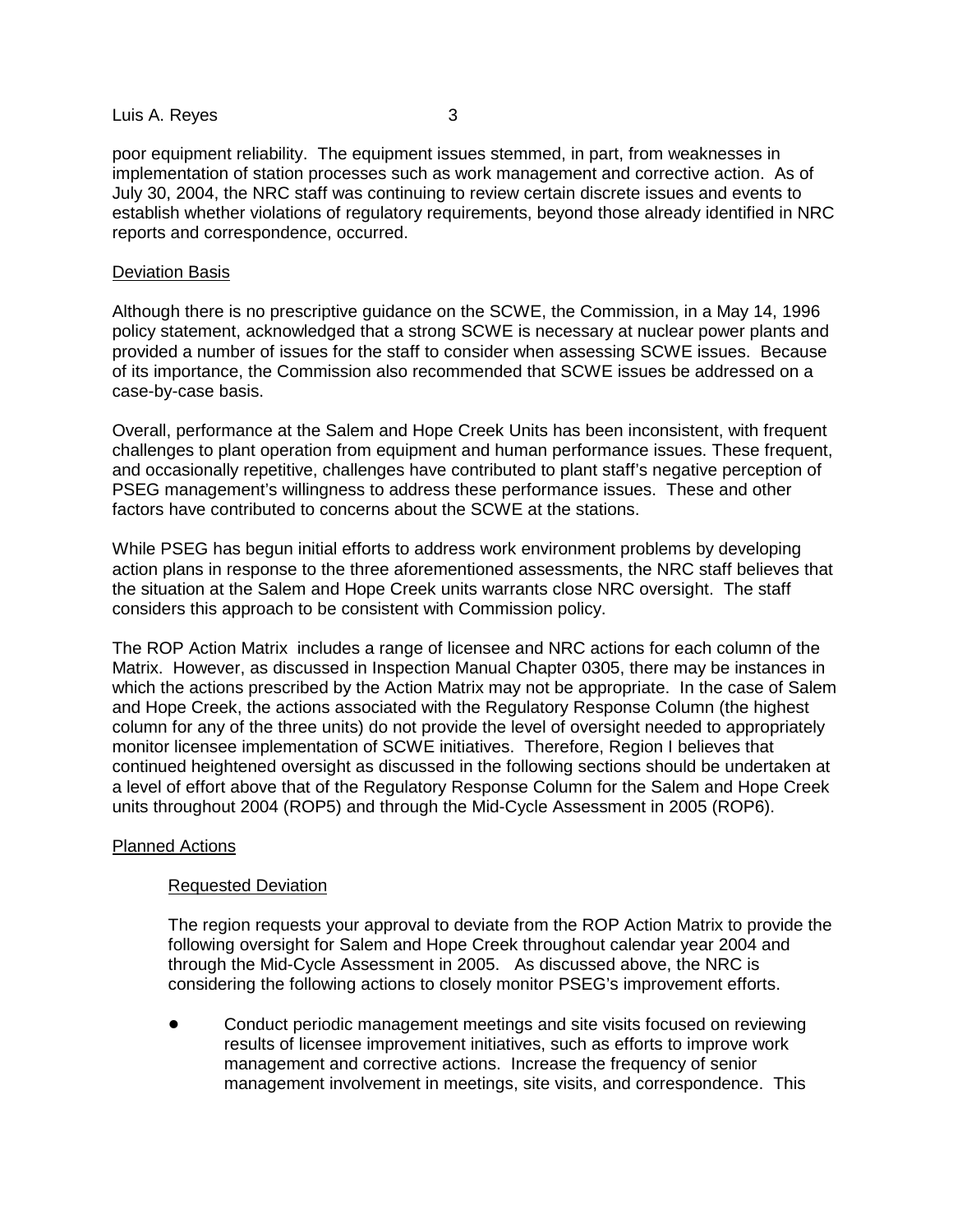poor equipment reliability. The equipment issues stemmed, in part, from weaknesses in implementation of station processes such as work management and corrective action. As of July 30, 2004, the NRC staff was continuing to review certain discrete issues and events to establish whether violations of regulatory requirements, beyond those already identified in NRC reports and correspondence, occurred.

## Deviation Basis

Although there is no prescriptive guidance on the SCWE, the Commission, in a May 14, 1996 policy statement, acknowledged that a strong SCWE is necessary at nuclear power plants and provided a number of issues for the staff to consider when assessing SCWE issues. Because of its importance, the Commission also recommended that SCWE issues be addressed on a case-by-case basis.

Overall, performance at the Salem and Hope Creek Units has been inconsistent, with frequent challenges to plant operation from equipment and human performance issues. These frequent, and occasionally repetitive, challenges have contributed to plant staff's negative perception of PSEG management's willingness to address these performance issues. These and other factors have contributed to concerns about the SCWE at the stations.

While PSEG has begun initial efforts to address work environment problems by developing action plans in response to the three aforementioned assessments, the NRC staff believes that the situation at the Salem and Hope Creek units warrants close NRC oversight. The staff considers this approach to be consistent with Commission policy.

The ROP Action Matrix includes a range of licensee and NRC actions for each column of the Matrix. However, as discussed in Inspection Manual Chapter 0305, there may be instances in which the actions prescribed by the Action Matrix may not be appropriate. In the case of Salem and Hope Creek, the actions associated with the Regulatory Response Column (the highest column for any of the three units) do not provide the level of oversight needed to appropriately monitor licensee implementation of SCWE initiatives. Therefore, Region I believes that continued heightened oversight as discussed in the following sections should be undertaken at a level of effort above that of the Regulatory Response Column for the Salem and Hope Creek units throughout 2004 (ROP5) and through the Mid-Cycle Assessment in 2005 (ROP6).

## Planned Actions

### Requested Deviation

The region requests your approval to deviate from the ROP Action Matrix to provide the following oversight for Salem and Hope Creek throughout calendar year 2004 and through the Mid-Cycle Assessment in 2005. As discussed above, the NRC is considering the following actions to closely monitor PSEG's improvement efforts.

- Conduct periodic management meetings and site visits focused on reviewing results of licensee improvement initiatives, such as efforts to improve work management and corrective actions. Increase the frequency of senior management involvement in meetings, site visits, and correspondence. This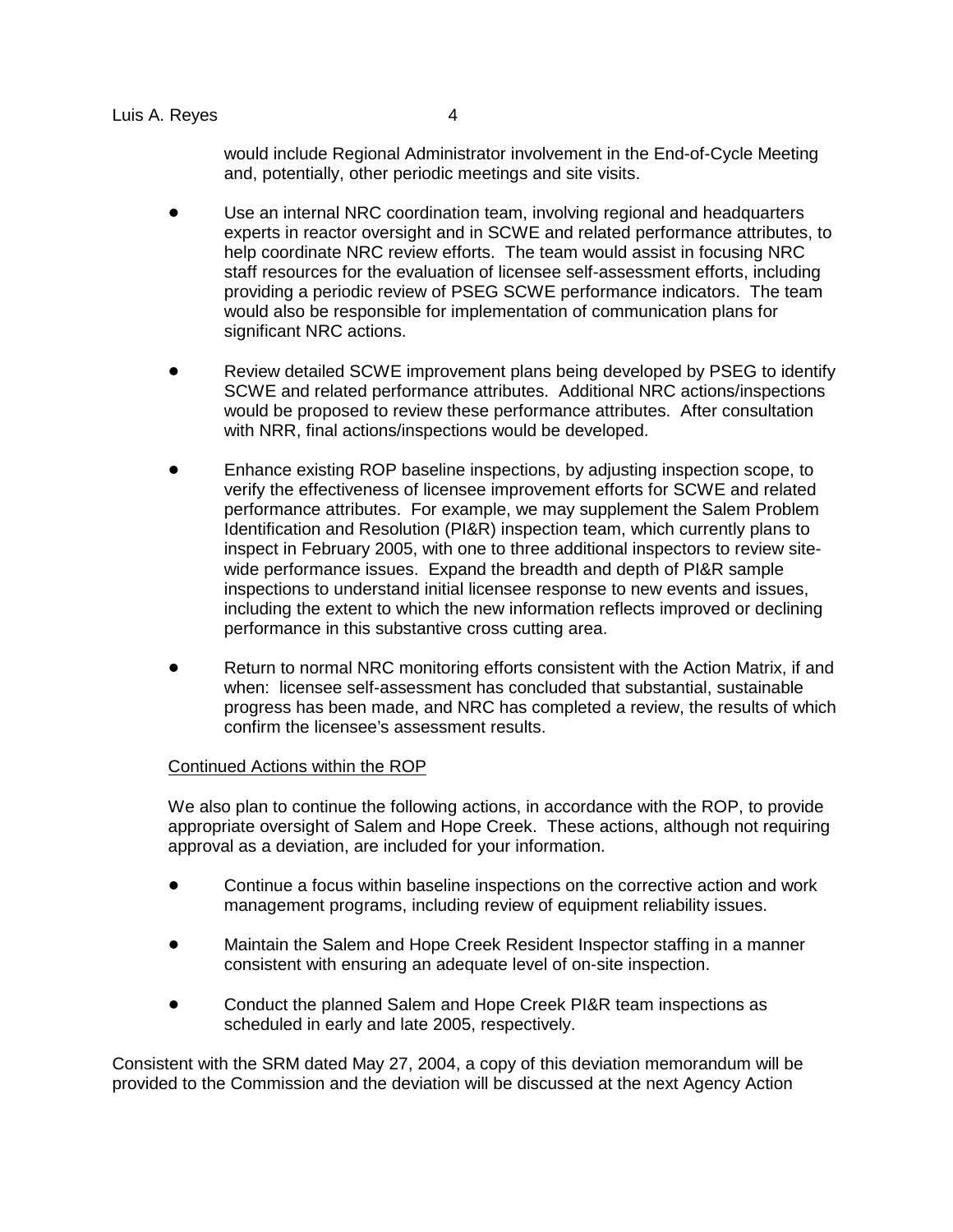would include Regional Administrator involvement in the End-of-Cycle Meeting and, potentially, other periodic meetings and site visits.

- Use an internal NRC coordination team, involving regional and headquarters experts in reactor oversight and in SCWE and related performance attributes, to help coordinate NRC review efforts. The team would assist in focusing NRC staff resources for the evaluation of licensee self-assessment efforts, including providing a periodic review of PSEG SCWE performance indicators. The team would also be responsible for implementation of communication plans for significant NRC actions.

- Review detailed SCWE improvement plans being developed by PSEG to identify SCWE and related performance attributes. Additional NRC actions/inspections would be proposed to review these performance attributes. After consultation with NRR, final actions/inspections would be developed.

- Enhance existing ROP baseline inspections, by adjusting inspection scope, to verify the effectiveness of licensee improvement efforts for SCWE and related performance attributes. For example, we may supplement the Salem Problem Identification and Resolution (PI&R) inspection team, which currently plans to inspect in February 2005, with one to three additional inspectors to review site-wide performance issues. Expand the breadth and depth of PI&R sample inspections to understand initial licensee response to new events and issues, including the extent to which the new information reflects improved or declining performance in this substantive cross cutting area.

- Return to normal NRC monitoring efforts consistent with the Action Matrix, if and when: licensee self-assessment has concluded that substantial, sustainable progress has been made, and NRC has completed a review, the results of which confirm the licensee's assessment results.

Continued Actions within the ROP

We also plan to continue the following actions, in accordance with the ROP, to provide appropriate oversight of Salem and Hope Creek. These actions, although not requiring approval as a deviation, are included for your information.

- Continue a focus within baseline inspections on the corrective action and work management programs, including review of equipment reliability issues.

- Maintain the Salem and Hope Creek Resident Inspector staffing in a manner consistent with ensuring an adequate level of on-site inspection.

- Conduct the planned Salem and Hope Creek PI&R team inspections as scheduled in early and late 2005, respectively.

Consistent with the SRM dated May 27, 2004, a copy of this deviation memorandum will be provided to the Commission and the deviation will be discussed at the next Agency Action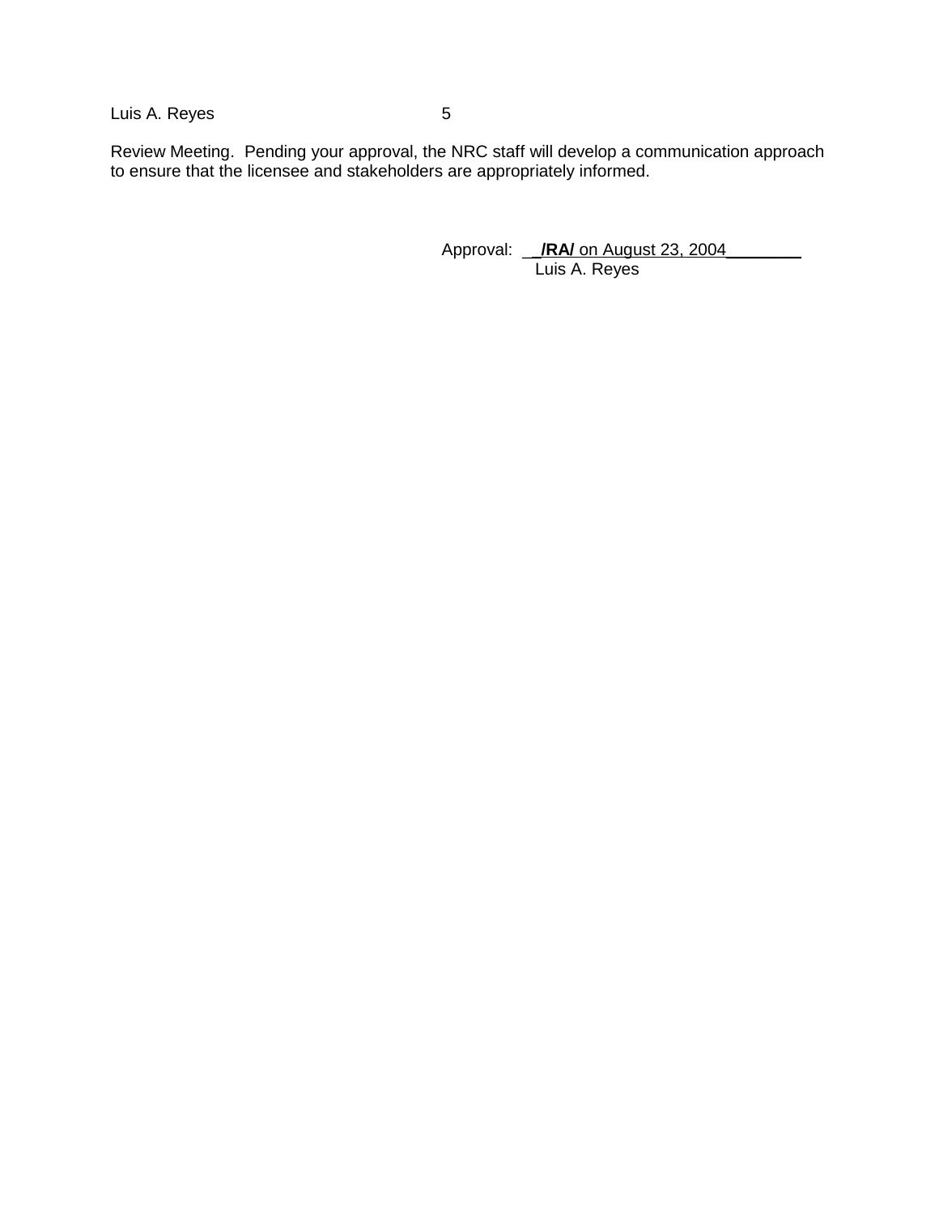Review Meeting. Pending your approval, the NRC staff will develop a communication approach to ensure that the licensee and stakeholders are appropriately informed.

Approval: **/RA/** on August 23, 2004
Luis A. Reyes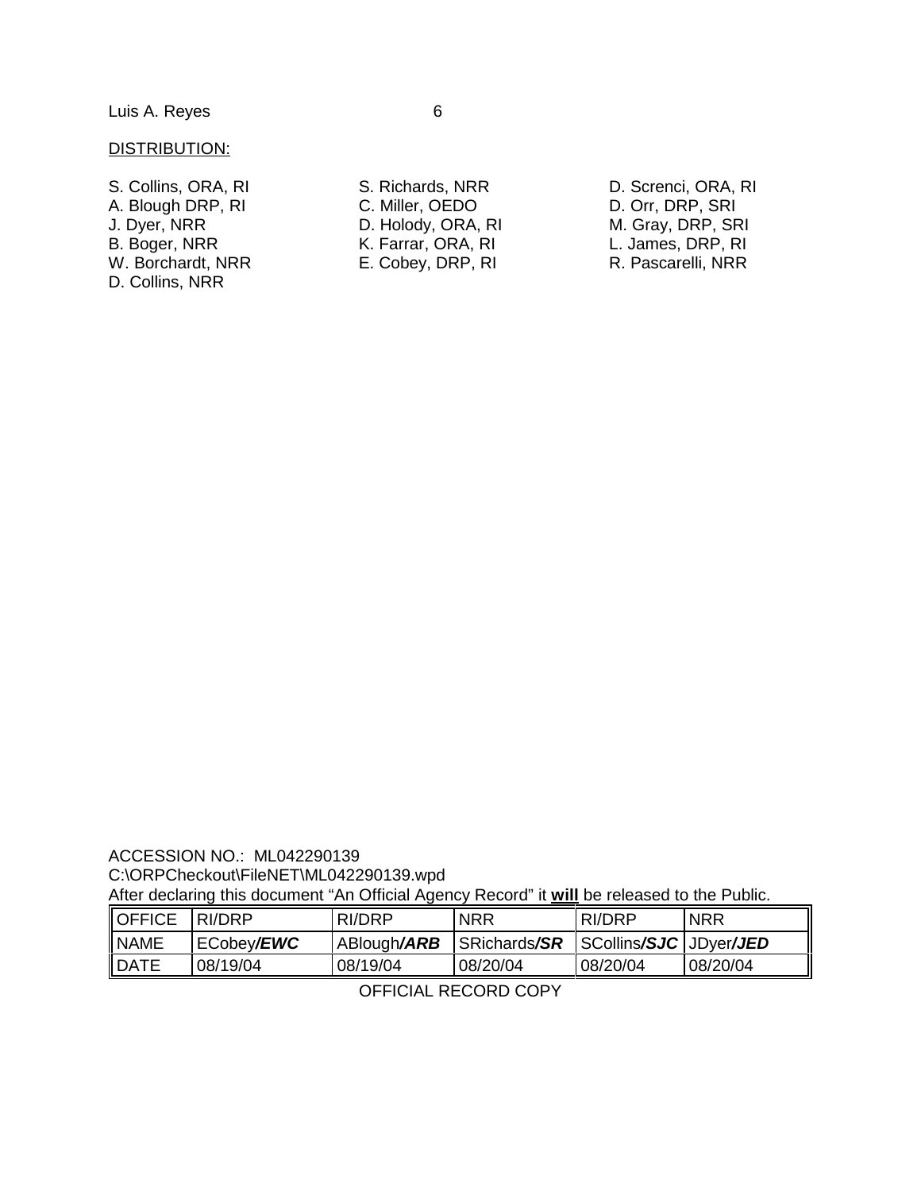DISTRIBUTION:

S. Collins, ORA, RI
A. Blough DRP, RI
J. Dyer, NRR
B. Boger, NRR
W. Borchardt, NRR
D. Collins, NRR
S. Richards, NRR
C. Miller, OEDO
D. Holody, ORA, RI
K. Farrar, ORA, RI
E. Cobey, DRP, RI
D. Screnci, ORA, RI
D. Orr, DRP, SRI
M. Gray, DRP, SRI
L. James, DRP, RI
R. Pascarelli, NRR

ACCESSION NO.: ML042290139
C:\ORPCheckout\FileNET\ML042290139.wpd
After declaring this document "An Official Agency Record" it **will** be released to the Public.

| OFFICE | RI/DRP | RI/DRP | NRR | RI/DRP | NRR |
|---|---|---|---|---|---|
| NAME | ECobey/***EWC*** | ABlough/***ARB*** | SRichards/***SR*** | SCollins/***SJC*** | JDyer/***JED*** |
| DATE | 08/19/04 | 08/19/04 | 08/20/04 | 08/20/04 | 08/20/04 |

OFFICIAL RECORD COPY